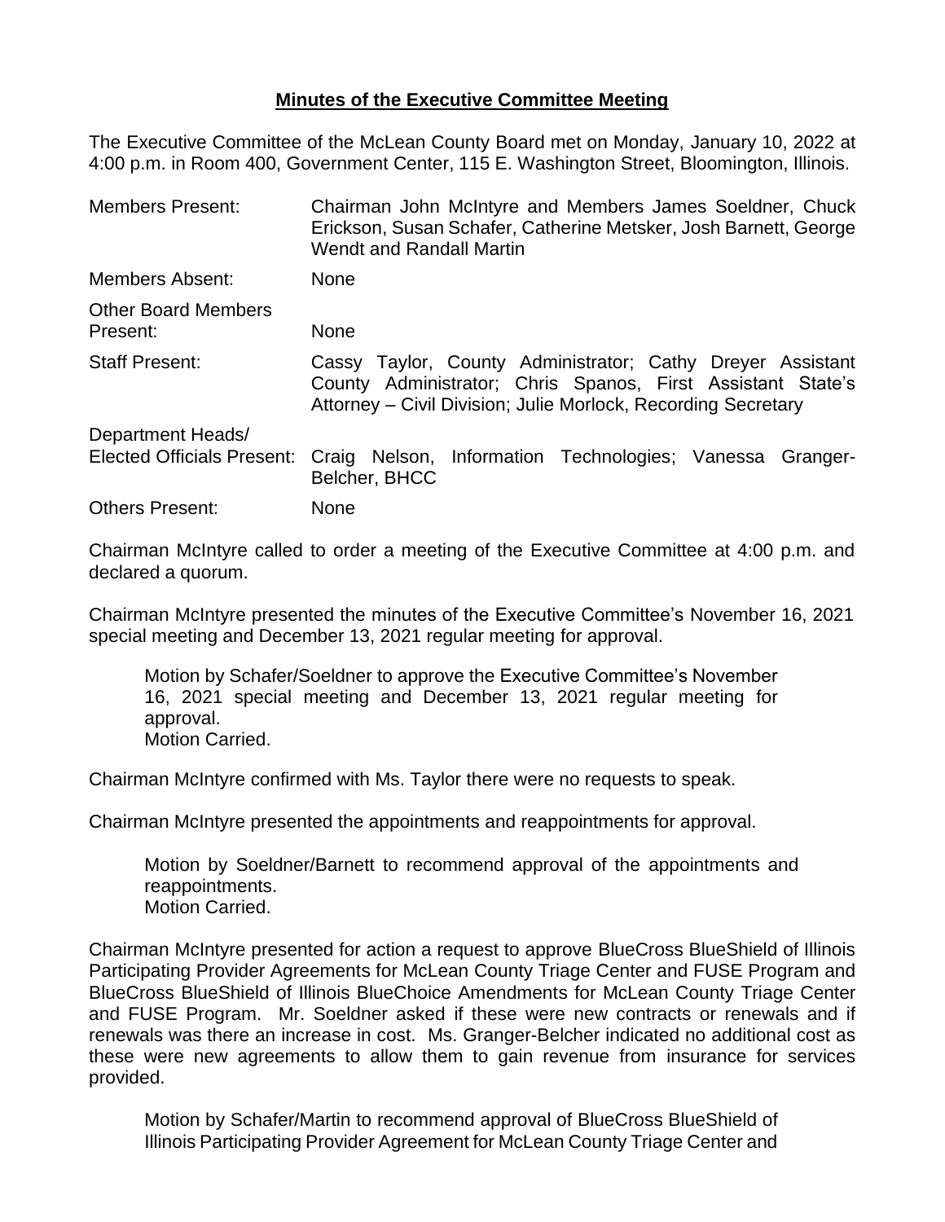## **Minutes of the Executive Committee Meeting**

The Executive Committee of the McLean County Board met on Monday, January 10, 2022 at 4:00 p.m. in Room 400, Government Center, 115 E. Washington Street, Bloomington, Illinois.

| | |
|---|---|
| Members Present: | Chairman John McIntyre and Members James Soeldner, Chuck Erickson, Susan Schafer, Catherine Metsker, Josh Barnett, George Wendt and Randall Martin |
| Members Absent: | None |
| Other Board Members Present: | None |
| Staff Present: | Cassy Taylor, County Administrator; Cathy Dreyer Assistant County Administrator; Chris Spanos, First Assistant State's Attorney – Civil Division; Julie Morlock, Recording Secretary |
| Department Heads/ Elected Officials Present: | Craig Nelson, Information Technologies; Vanessa Granger-Belcher, BHCC |
| Others Present: | None |

Chairman McIntyre called to order a meeting of the Executive Committee at 4:00 p.m. and declared a quorum.

Chairman McIntyre presented the minutes of the Executive Committee's November 16, 2021 special meeting and December 13, 2021 regular meeting for approval.

> Motion by Schafer/Soeldner to approve the Executive Committee's November 16, 2021 special meeting and December 13, 2021 regular meeting for approval.
> Motion Carried.

Chairman McIntyre confirmed with Ms. Taylor there were no requests to speak.

Chairman McIntyre presented the appointments and reappointments for approval.

> Motion by Soeldner/Barnett to recommend approval of the appointments and reappointments.
> Motion Carried.

Chairman McIntyre presented for action a request to approve BlueCross BlueShield of Illinois Participating Provider Agreements for McLean County Triage Center and FUSE Program and BlueCross BlueShield of Illinois BlueChoice Amendments for McLean County Triage Center and FUSE Program. Mr. Soeldner asked if these were new contracts or renewals and if renewals was there an increase in cost. Ms. Granger-Belcher indicated no additional cost as these were new agreements to allow them to gain revenue from insurance for services provided.

> Motion by Schafer/Martin to recommend approval of BlueCross BlueShield of Illinois Participating Provider Agreement for McLean County Triage Center and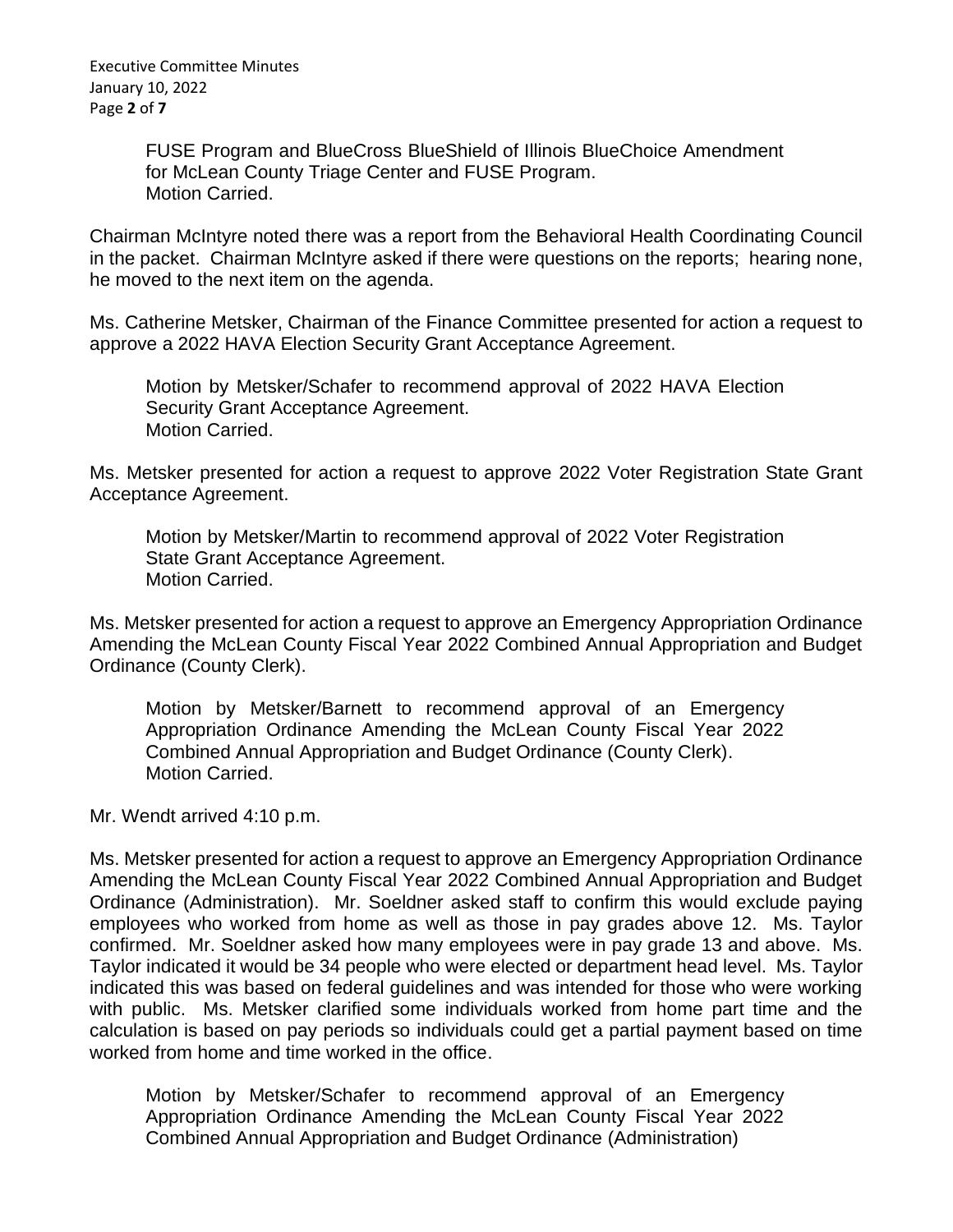FUSE Program and BlueCross BlueShield of Illinois BlueChoice Amendment for McLean County Triage Center and FUSE Program.
Motion Carried.

Chairman McIntyre noted there was a report from the Behavioral Health Coordinating Council in the packet. Chairman McIntyre asked if there were questions on the reports; hearing none, he moved to the next item on the agenda.

Ms. Catherine Metsker, Chairman of the Finance Committee presented for action a request to approve a 2022 HAVA Election Security Grant Acceptance Agreement.

> Motion by Metsker/Schafer to recommend approval of 2022 HAVA Election Security Grant Acceptance Agreement.
> Motion Carried.

Ms. Metsker presented for action a request to approve 2022 Voter Registration State Grant Acceptance Agreement.

> Motion by Metsker/Martin to recommend approval of 2022 Voter Registration State Grant Acceptance Agreement.
> Motion Carried.

Ms. Metsker presented for action a request to approve an Emergency Appropriation Ordinance Amending the McLean County Fiscal Year 2022 Combined Annual Appropriation and Budget Ordinance (County Clerk).

> Motion by Metsker/Barnett to recommend approval of an Emergency Appropriation Ordinance Amending the McLean County Fiscal Year 2022 Combined Annual Appropriation and Budget Ordinance (County Clerk).
> Motion Carried.

Mr. Wendt arrived 4:10 p.m.

Ms. Metsker presented for action a request to approve an Emergency Appropriation Ordinance Amending the McLean County Fiscal Year 2022 Combined Annual Appropriation and Budget Ordinance (Administration). Mr. Soeldner asked staff to confirm this would exclude paying employees who worked from home as well as those in pay grades above 12. Ms. Taylor confirmed. Mr. Soeldner asked how many employees were in pay grade 13 and above. Ms. Taylor indicated it would be 34 people who were elected or department head level. Ms. Taylor indicated this was based on federal guidelines and was intended for those who were working with public. Ms. Metsker clarified some individuals worked from home part time and the calculation is based on pay periods so individuals could get a partial payment based on time worked from home and time worked in the office.

> Motion by Metsker/Schafer to recommend approval of an Emergency Appropriation Ordinance Amending the McLean County Fiscal Year 2022 Combined Annual Appropriation and Budget Ordinance (Administration)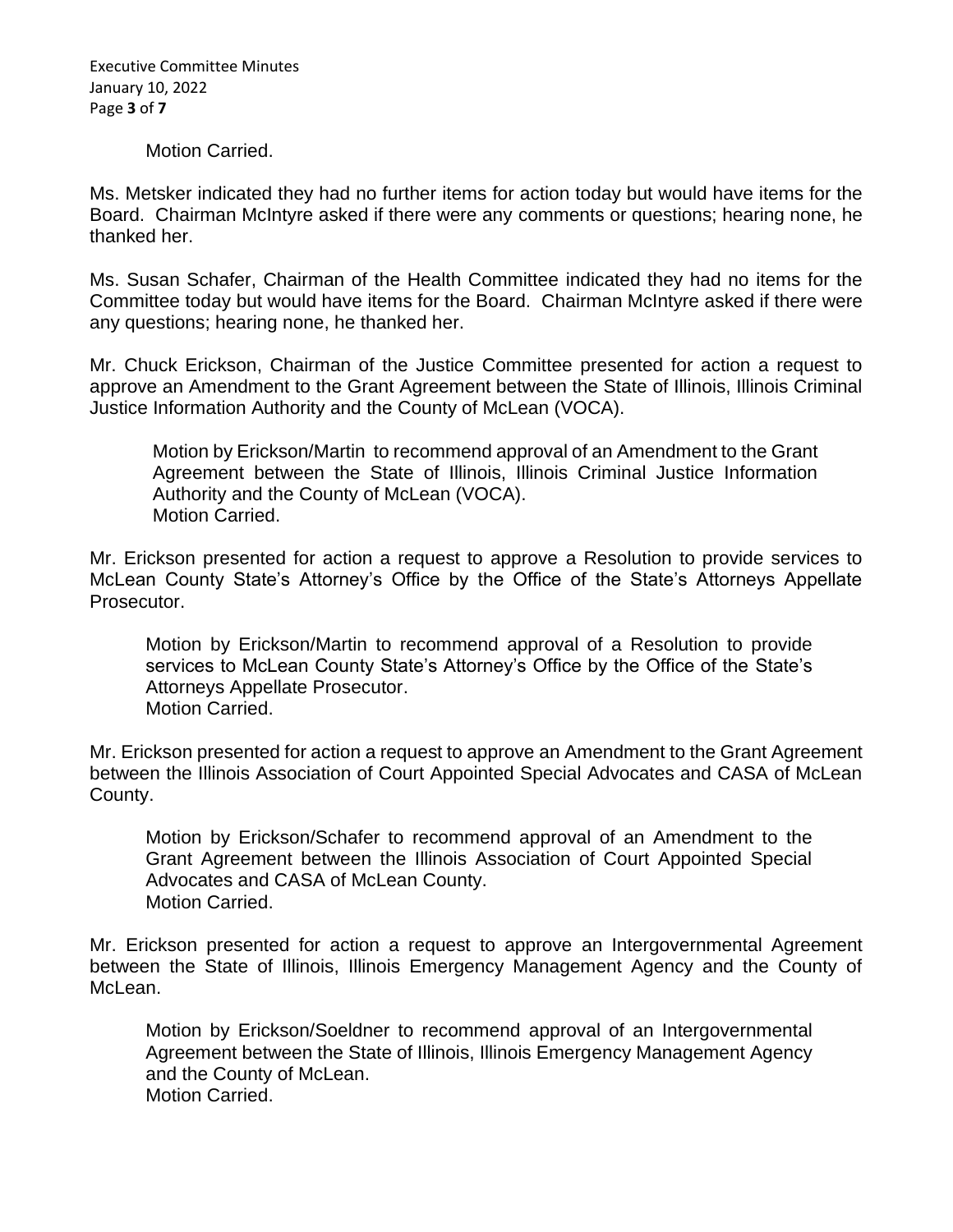Motion Carried.

Ms. Metsker indicated they had no further items for action today but would have items for the Board. Chairman McIntyre asked if there were any comments or questions; hearing none, he thanked her.

Ms. Susan Schafer, Chairman of the Health Committee indicated they had no items for the Committee today but would have items for the Board. Chairman McIntyre asked if there were any questions; hearing none, he thanked her.

Mr. Chuck Erickson, Chairman of the Justice Committee presented for action a request to approve an Amendment to the Grant Agreement between the State of Illinois, Illinois Criminal Justice Information Authority and the County of McLean (VOCA).

> Motion by Erickson/Martin to recommend approval of an Amendment to the Grant Agreement between the State of Illinois, Illinois Criminal Justice Information Authority and the County of McLean (VOCA).
> Motion Carried.

Mr. Erickson presented for action a request to approve a Resolution to provide services to McLean County State's Attorney's Office by the Office of the State's Attorneys Appellate Prosecutor.

> Motion by Erickson/Martin to recommend approval of a Resolution to provide services to McLean County State's Attorney's Office by the Office of the State's Attorneys Appellate Prosecutor.
> Motion Carried.

Mr. Erickson presented for action a request to approve an Amendment to the Grant Agreement between the Illinois Association of Court Appointed Special Advocates and CASA of McLean County.

> Motion by Erickson/Schafer to recommend approval of an Amendment to the Grant Agreement between the Illinois Association of Court Appointed Special Advocates and CASA of McLean County.
> Motion Carried.

Mr. Erickson presented for action a request to approve an Intergovernmental Agreement between the State of Illinois, Illinois Emergency Management Agency and the County of McLean.

> Motion by Erickson/Soeldner to recommend approval of an Intergovernmental Agreement between the State of Illinois, Illinois Emergency Management Agency and the County of McLean.
> Motion Carried.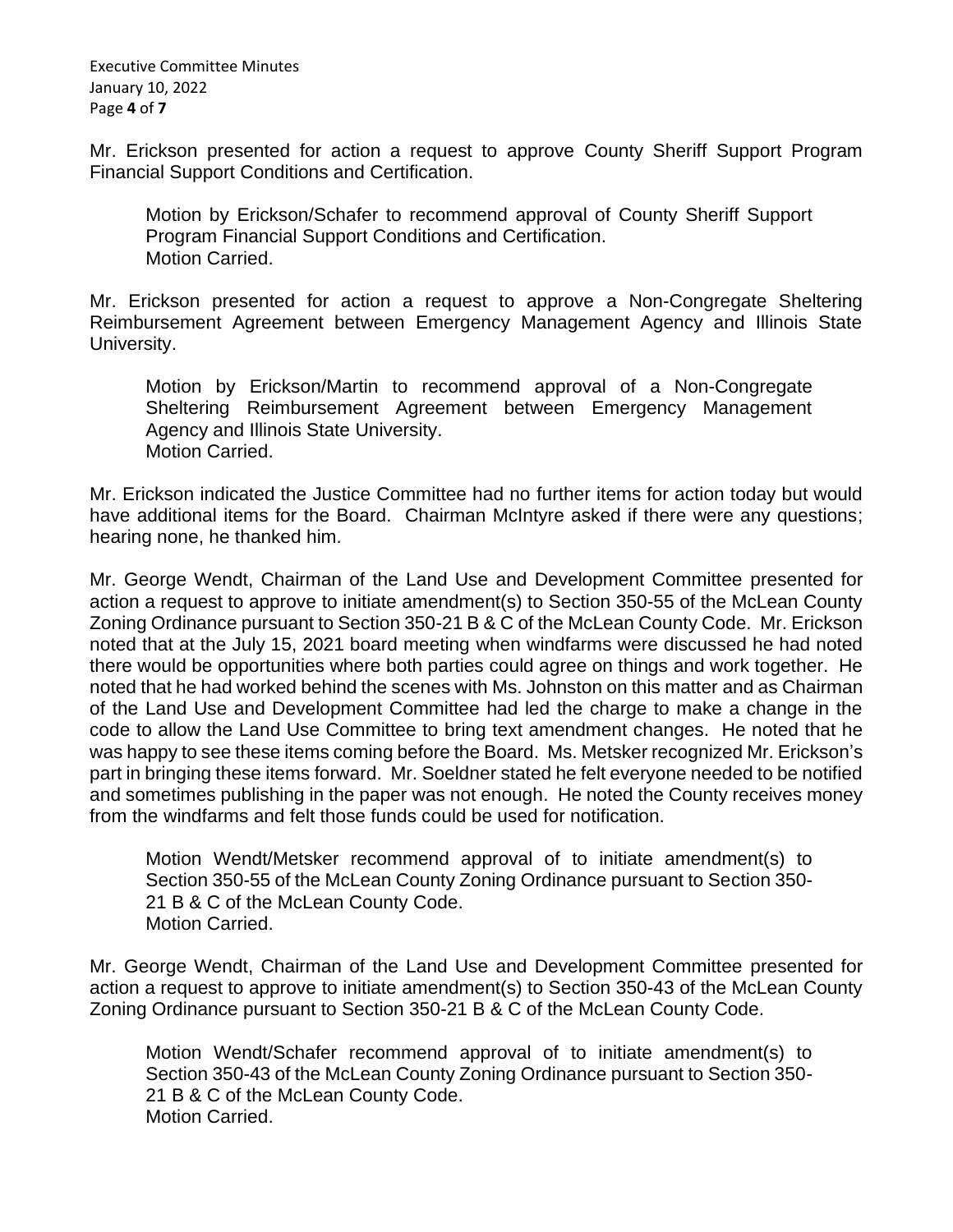Mr. Erickson presented for action a request to approve County Sheriff Support Program Financial Support Conditions and Certification.

> Motion by Erickson/Schafer to recommend approval of County Sheriff Support Program Financial Support Conditions and Certification.
> Motion Carried.

Mr. Erickson presented for action a request to approve a Non-Congregate Sheltering Reimbursement Agreement between Emergency Management Agency and Illinois State University.

> Motion by Erickson/Martin to recommend approval of a Non-Congregate Sheltering Reimbursement Agreement between Emergency Management Agency and Illinois State University.
> Motion Carried.

Mr. Erickson indicated the Justice Committee had no further items for action today but would have additional items for the Board. Chairman McIntyre asked if there were any questions; hearing none, he thanked him.

Mr. George Wendt, Chairman of the Land Use and Development Committee presented for action a request to approve to initiate amendment(s) to Section 350-55 of the McLean County Zoning Ordinance pursuant to Section 350-21 B & C of the McLean County Code. Mr. Erickson noted that at the July 15, 2021 board meeting when windfarms were discussed he had noted there would be opportunities where both parties could agree on things and work together. He noted that he had worked behind the scenes with Ms. Johnston on this matter and as Chairman of the Land Use and Development Committee had led the charge to make a change in the code to allow the Land Use Committee to bring text amendment changes. He noted that he was happy to see these items coming before the Board. Ms. Metsker recognized Mr. Erickson's part in bringing these items forward. Mr. Soeldner stated he felt everyone needed to be notified and sometimes publishing in the paper was not enough. He noted the County receives money from the windfarms and felt those funds could be used for notification.

> Motion Wendt/Metsker recommend approval of to initiate amendment(s) to Section 350-55 of the McLean County Zoning Ordinance pursuant to Section 350-21 B & C of the McLean County Code.
> Motion Carried.

Mr. George Wendt, Chairman of the Land Use and Development Committee presented for action a request to approve to initiate amendment(s) to Section 350-43 of the McLean County Zoning Ordinance pursuant to Section 350-21 B & C of the McLean County Code.

> Motion Wendt/Schafer recommend approval of to initiate amendment(s) to Section 350-43 of the McLean County Zoning Ordinance pursuant to Section 350-21 B & C of the McLean County Code.
> Motion Carried.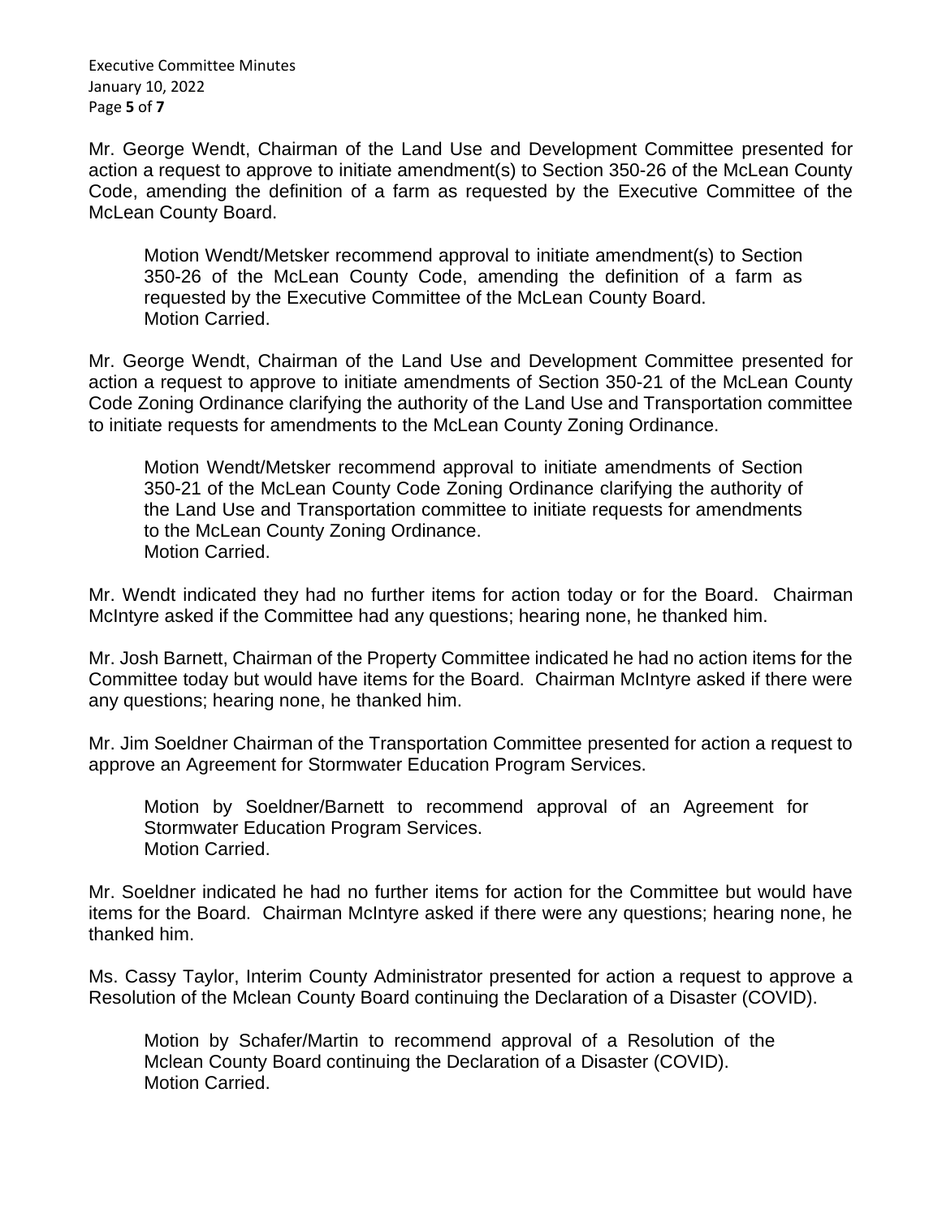Mr. George Wendt, Chairman of the Land Use and Development Committee presented for action a request to approve to initiate amendment(s) to Section 350-26 of the McLean County Code, amending the definition of a farm as requested by the Executive Committee of the McLean County Board.

> Motion Wendt/Metsker recommend approval to initiate amendment(s) to Section 350-26 of the McLean County Code, amending the definition of a farm as requested by the Executive Committee of the McLean County Board.
> Motion Carried.

Mr. George Wendt, Chairman of the Land Use and Development Committee presented for action a request to approve to initiate amendments of Section 350-21 of the McLean County Code Zoning Ordinance clarifying the authority of the Land Use and Transportation committee to initiate requests for amendments to the McLean County Zoning Ordinance.

> Motion Wendt/Metsker recommend approval to initiate amendments of Section 350-21 of the McLean County Code Zoning Ordinance clarifying the authority of the Land Use and Transportation committee to initiate requests for amendments to the McLean County Zoning Ordinance.
> Motion Carried.

Mr. Wendt indicated they had no further items for action today or for the Board. Chairman McIntyre asked if the Committee had any questions; hearing none, he thanked him.

Mr. Josh Barnett, Chairman of the Property Committee indicated he had no action items for the Committee today but would have items for the Board. Chairman McIntyre asked if there were any questions; hearing none, he thanked him.

Mr. Jim Soeldner Chairman of the Transportation Committee presented for action a request to approve an Agreement for Stormwater Education Program Services.

> Motion by Soeldner/Barnett to recommend approval of an Agreement for Stormwater Education Program Services.
> Motion Carried.

Mr. Soeldner indicated he had no further items for action for the Committee but would have items for the Board. Chairman McIntyre asked if there were any questions; hearing none, he thanked him.

Ms. Cassy Taylor, Interim County Administrator presented for action a request to approve a Resolution of the Mclean County Board continuing the Declaration of a Disaster (COVID).

> Motion by Schafer/Martin to recommend approval of a Resolution of the Mclean County Board continuing the Declaration of a Disaster (COVID).
> Motion Carried.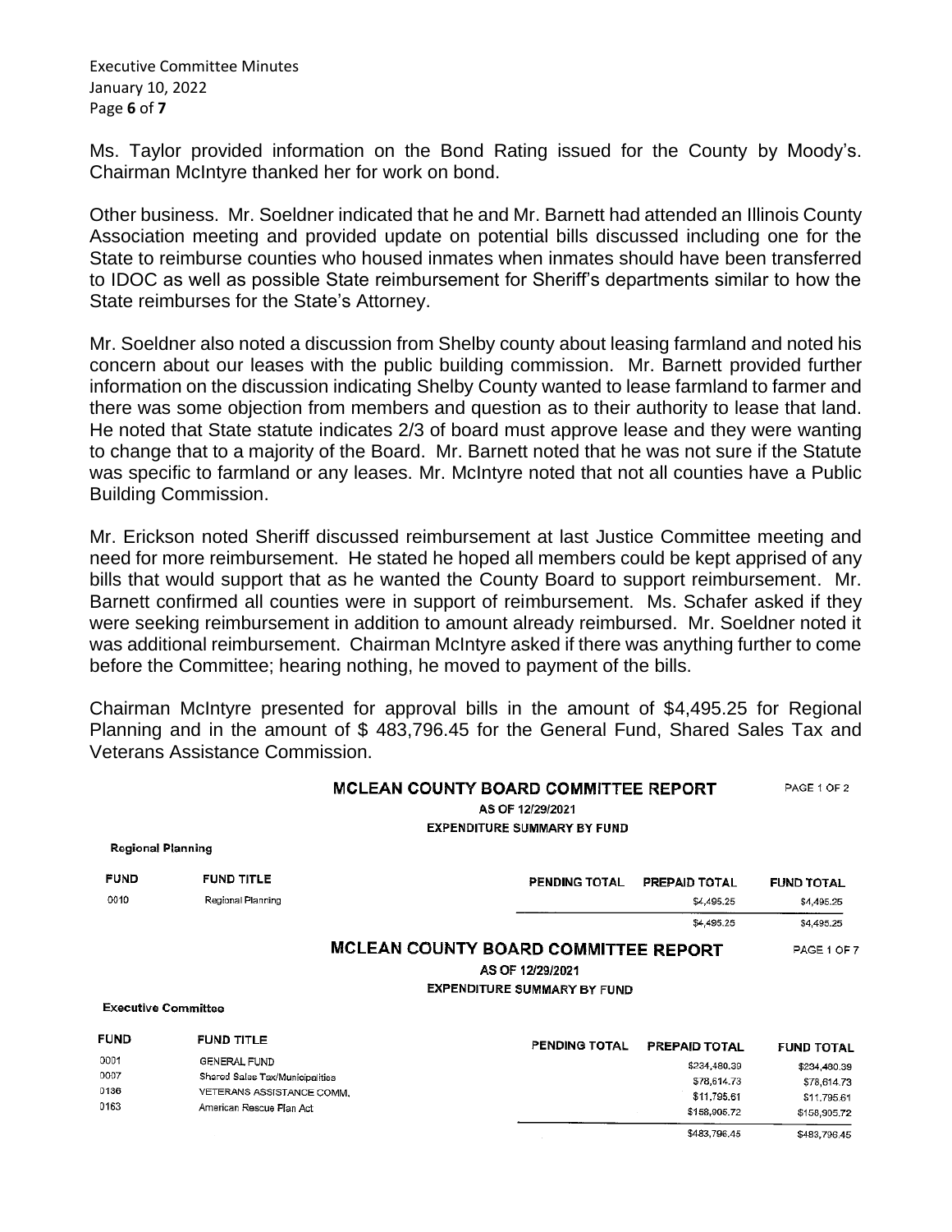Ms. Taylor provided information on the Bond Rating issued for the County by Moody's. Chairman McIntyre thanked her for work on bond.

Other business. Mr. Soeldner indicated that he and Mr. Barnett had attended an Illinois County Association meeting and provided update on potential bills discussed including one for the State to reimburse counties who housed inmates when inmates should have been transferred to IDOC as well as possible State reimbursement for Sheriff's departments similar to how the State reimburses for the State's Attorney.

Mr. Soeldner also noted a discussion from Shelby county about leasing farmland and noted his concern about our leases with the public building commission. Mr. Barnett provided further information on the discussion indicating Shelby County wanted to lease farmland to farmer and there was some objection from members and question as to their authority to lease that land. He noted that State statute indicates 2/3 of board must approve lease and they were wanting to change that to a majority of the Board. Mr. Barnett noted that he was not sure if the Statute was specific to farmland or any leases. Mr. McIntyre noted that not all counties have a Public Building Commission.

Mr. Erickson noted Sheriff discussed reimbursement at last Justice Committee meeting and need for more reimbursement. He stated he hoped all members could be kept apprised of any bills that would support that as he wanted the County Board to support reimbursement. Mr. Barnett confirmed all counties were in support of reimbursement. Ms. Schafer asked if they were seeking reimbursement in addition to amount already reimbursed. Mr. Soeldner noted it was additional reimbursement. Chairman McIntyre asked if there was anything further to come before the Committee; hearing nothing, he moved to payment of the bills.

Chairman McIntyre presented for approval bills in the amount of $4,495.25 for Regional Planning and in the amount of $ 483,796.45 for the General Fund, Shared Sales Tax and Veterans Assistance Commission.

**MCLEAN COUNTY BOARD COMMITTEE REPORT** PAGE 1 OF 2
AS OF 12/29/2021
EXPENDITURE SUMMARY BY FUND

**Regional Planning**

| FUND | FUND TITLE | PENDING TOTAL | PREPAID TOTAL | FUND TOTAL |
|---|---|---|---|---|
| 0010 | Regional Planning | | $4,495.25 | $4,495.25 |
| | | | $4,495.25 | $4,495.25 |

**MCLEAN COUNTY BOARD COMMITTEE REPORT** PAGE 1 OF 7
AS OF 12/29/2021
EXPENDITURE SUMMARY BY FUND

**Executive Committee**

| FUND | FUND TITLE | PENDING TOTAL | PREPAID TOTAL | FUND TOTAL |
|---|---|---|---|---|
| 0001 | GENERAL FUND | | $234,480.39 | $234,480.39 |
| 0007 | Shared Sales Tax/Municipalities | | $78,614.73 | $78,614.73 |
| 0136 | VETERANS ASSISTANCE COMM. | | $11,795.61 | $11,795.61 |
| 0163 | American Rescue Plan Act | | $158,905.72 | $158,905.72 |
| | | | $483,796.45 | $483,796.45 |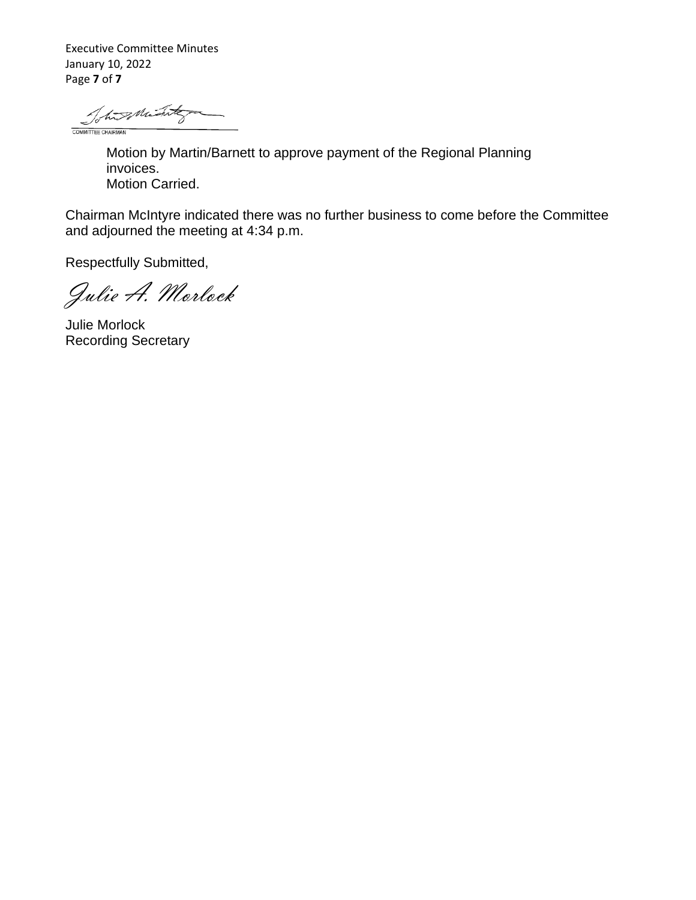COMMITTEE CHAIRMAN

Motion by Martin/Barnett to approve payment of the Regional Planning invoices.
Motion Carried.

Chairman McIntyre indicated there was no further business to come before the Committee and adjourned the meeting at 4:34 p.m.

Respectfully Submitted,

*Julie A. Morlock*

Julie Morlock
Recording Secretary